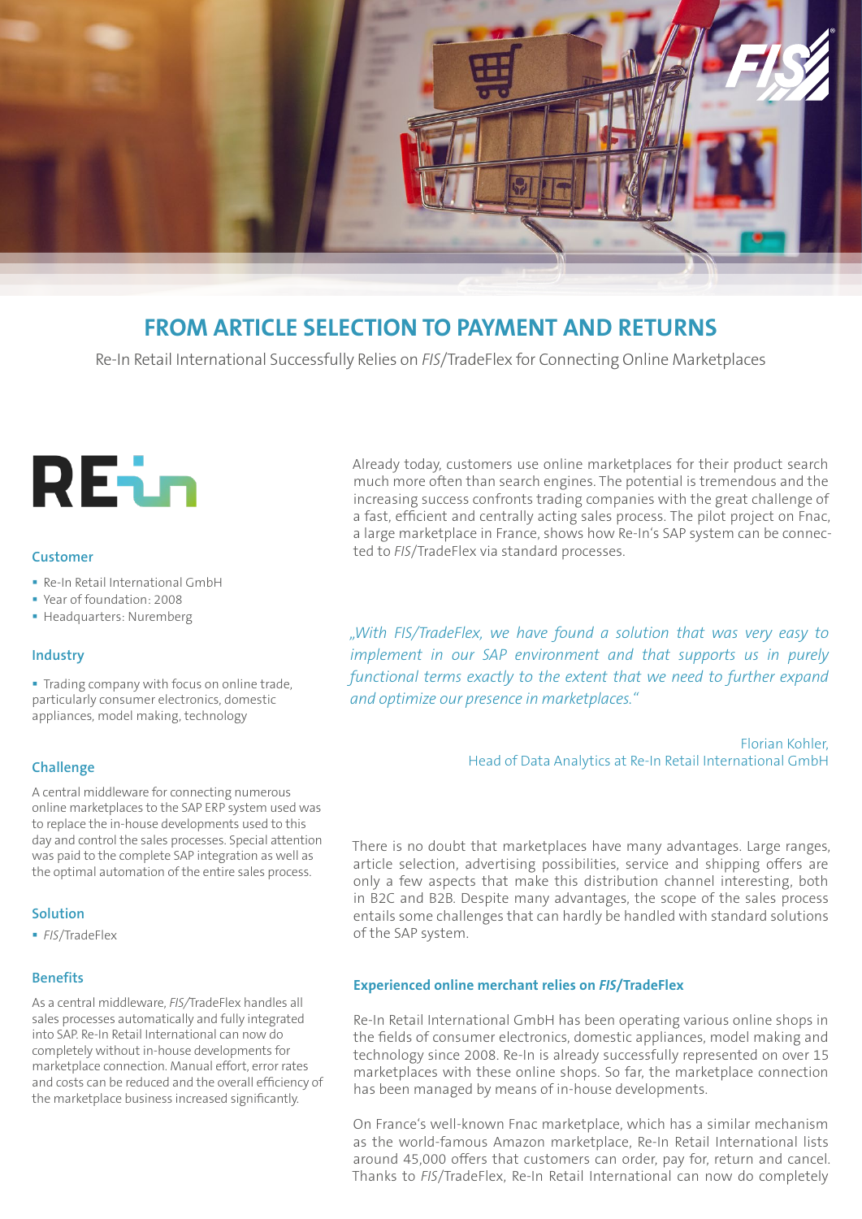# FROM ARTICLE SELECTION TO PAYMENT AND RETURNS

Re-In Retail International Successfully Relies on *FIS*/TradeFlex for Connecting Online Marketplaces

### Customer

- Re-In Retail International GmbH
- Year of foundation: 2008
- Headquarters: Nuremberg

### Industry

- Trading company with focus on online trade, particularly consumer electronics, domestic appliances, model making, technology

### Challenge

A central middleware for connecting numerous online marketplaces to the SAP ERP system used was to replace the in-house developments used to this day and control the sales processes. Special attention was paid to the complete SAP integration as well as the optimal automation of the entire sales process.

### Solution

- *FIS*/TradeFlex

### Benefits

As a central middleware, *FIS*/TradeFlex handles all sales processes automatically and fully integrated into SAP. Re-In Retail International can now do completely without in-house developments for marketplace connection. Manual effort, error rates and costs can be reduced and the overall efficiency of the marketplace business increased significantly.

Already today, customers use online marketplaces for their product search much more often than search engines. The potential is tremendous and the increasing success confronts trading companies with the great challenge of a fast, efficient and centrally acting sales process. The pilot project on Fnac, a large marketplace in France, shows how Re-In's SAP system can be connected to *FIS*/TradeFlex via standard processes.

*„With FIS/TradeFlex, we have found a solution that was very easy to implement in our SAP environment and that supports us in purely functional terms exactly to the extent that we need to further expand and optimize our presence in marketplaces."*

Florian Kohler,
Head of Data Analytics at Re-In Retail International GmbH

There is no doubt that marketplaces have many advantages. Large ranges, article selection, advertising possibilities, service and shipping offers are only a few aspects that make this distribution channel interesting, both in B2C and B2B. Despite many advantages, the scope of the sales process entails some challenges that can hardly be handled with standard solutions of the SAP system.

### Experienced online merchant relies on *FIS*/TradeFlex

Re-In Retail International GmbH has been operating various online shops in the fields of consumer electronics, domestic appliances, model making and technology since 2008. Re-In is already successfully represented on over 15 marketplaces with these online shops. So far, the marketplace connection has been managed by means of in-house developments.

On France's well-known Fnac marketplace, which has a similar mechanism as the world-famous Amazon marketplace, Re-In Retail International lists around 45,000 offers that customers can order, pay for, return and cancel. Thanks to *FIS*/TradeFlex, Re-In Retail International can now do completely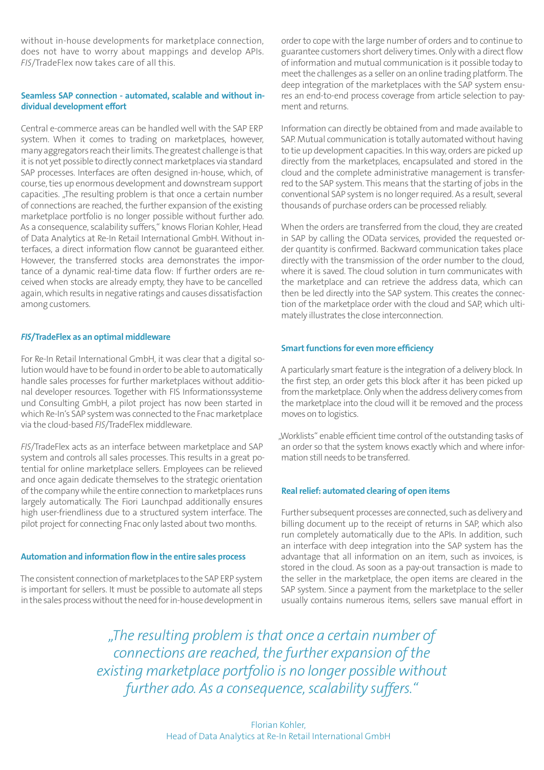without in-house developments for marketplace connection, does not have to worry about mappings and develop APIs. *FIS*/TradeFlex now takes care of all this.

### Seamless SAP connection - automated, scalable and without individual development effort

Central e-commerce areas can be handled well with the SAP ERP system. When it comes to trading on marketplaces, however, many aggregators reach their limits. The greatest challenge is that it is not yet possible to directly connect marketplaces via standard SAP processes. Interfaces are often designed in-house, which, of course, ties up enormous development and downstream support capacities. „The resulting problem is that once a certain number of connections are reached, the further expansion of the existing marketplace portfolio is no longer possible without further ado. As a consequence, scalability suffers," knows Florian Kohler, Head of Data Analytics at Re-In Retail International GmbH. Without interfaces, a direct information flow cannot be guaranteed either. However, the transferred stocks area demonstrates the importance of a dynamic real-time data flow: If further orders are received when stocks are already empty, they have to be cancelled again, which results in negative ratings and causes dissatisfaction among customers.

### *FIS*/TradeFlex as an optimal middleware

For Re-In Retail International GmbH, it was clear that a digital solution would have to be found in order to be able to automatically handle sales processes for further marketplaces without additional developer resources. Together with FIS Informationssysteme und Consulting GmbH, a pilot project has now been started in which Re-In's SAP system was connected to the Fnac marketplace via the cloud-based *FIS*/TradeFlex middleware.

*FIS*/TradeFlex acts as an interface between marketplace and SAP system and controls all sales processes. This results in a great potential for online marketplace sellers. Employees can be relieved and once again dedicate themselves to the strategic orientation of the company while the entire connection to marketplaces runs largely automatically. The Fiori Launchpad additionally ensures high user-friendliness due to a structured system interface. The pilot project for connecting Fnac only lasted about two months.

### Automation and information flow in the entire sales process

The consistent connection of marketplaces to the SAP ERP system is important for sellers. It must be possible to automate all steps in the sales process without the need for in-house development in order to cope with the large number of orders and to continue to guarantee customers short delivery times. Only with a direct flow of information and mutual communication is it possible today to meet the challenges as a seller on an online trading platform. The deep integration of the marketplaces with the SAP system ensures an end-to-end process coverage from article selection to payment and returns.

Information can directly be obtained from and made available to SAP. Mutual communication is totally automated without having to tie up development capacities. In this way, orders are picked up directly from the marketplaces, encapsulated and stored in the cloud and the complete administrative management is transferred to the SAP system. This means that the starting of jobs in the conventional SAP system is no longer required. As a result, several thousands of purchase orders can be processed reliably.

When the orders are transferred from the cloud, they are created in SAP by calling the OData services, provided the requested order quantity is confirmed. Backward communication takes place directly with the transmission of the order number to the cloud, where it is saved. The cloud solution in turn communicates with the marketplace and can retrieve the address data, which can then be led directly into the SAP system. This creates the connection of the marketplace order with the cloud and SAP, which ultimately illustrates the close interconnection.

### Smart functions for even more efficiency

A particularly smart feature is the integration of a delivery block. In the first step, an order gets this block after it has been picked up from the marketplace. Only when the address delivery comes from the marketplace into the cloud will it be removed and the process moves on to logistics.

„Worklists" enable efficient time control of the outstanding tasks of an order so that the system knows exactly which and where information still needs to be transferred.

### Real relief: automated clearing of open items

Further subsequent processes are connected, such as delivery and billing document up to the receipt of returns in SAP, which also run completely automatically due to the APIs. In addition, such an interface with deep integration into the SAP system has the advantage that all information on an item, such as invoices, is stored in the cloud. As soon as a pay-out transaction is made to the seller in the marketplace, the open items are cleared in the SAP system. Since a payment from the marketplace to the seller usually contains numerous items, sellers save manual effort in

*„The resulting problem is that once a certain number of connections are reached, the further expansion of the existing marketplace portfolio is no longer possible without further ado. As a consequence, scalability suffers."*

Florian Kohler,
Head of Data Analytics at Re-In Retail International GmbH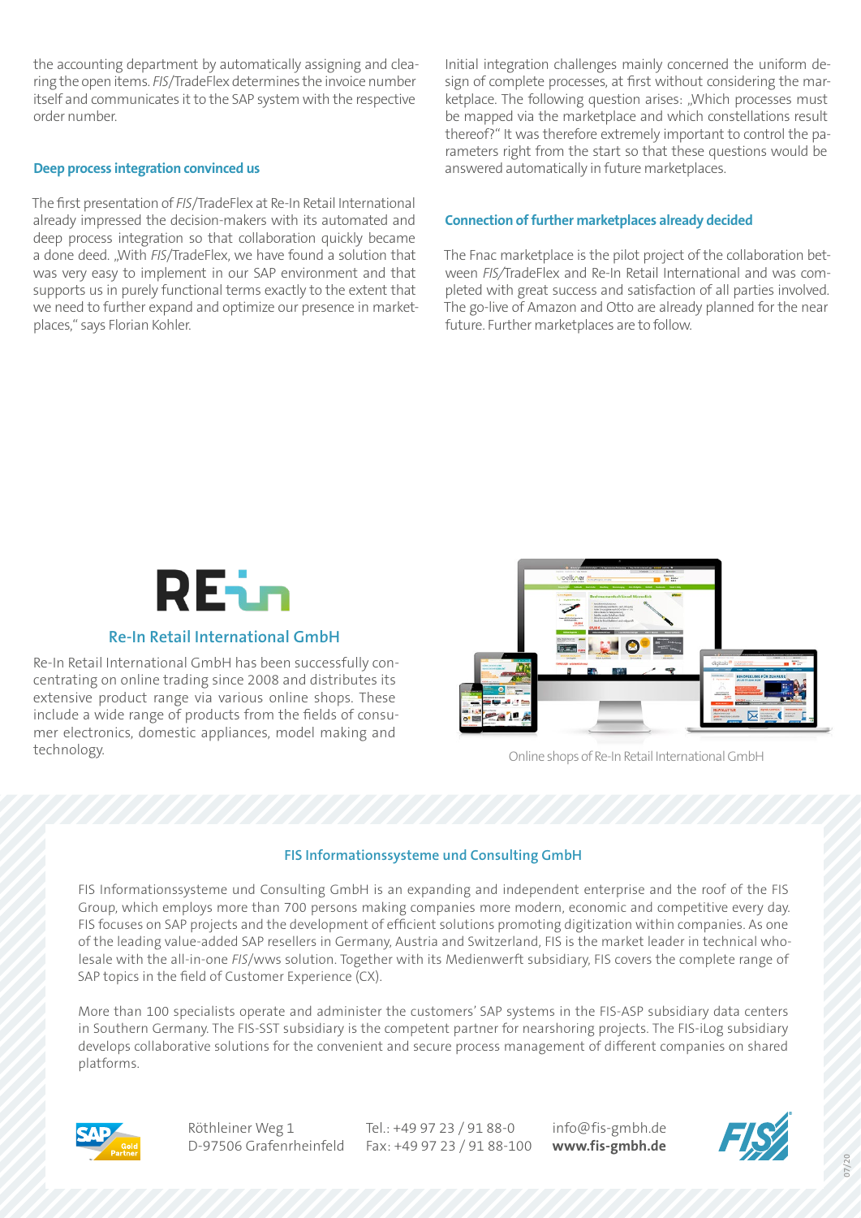the accounting department by automatically assigning and clearing the open items. *FIS*/TradeFlex determines the invoice number itself and communicates it to the SAP system with the respective order number.

### Deep process integration convinced us

The first presentation of *FIS*/TradeFlex at Re-In Retail International already impressed the decision-makers with its automated and deep process integration so that collaboration quickly became a done deed. „With *FIS*/TradeFlex, we have found a solution that was very easy to implement in our SAP environment and that supports us in purely functional terms exactly to the extent that we need to further expand and optimize our presence in marketplaces," says Florian Kohler.

Initial integration challenges mainly concerned the uniform design of complete processes, at first without considering the marketplace. The following question arises: „Which processes must be mapped via the marketplace and which constellations result thereof?" It was therefore extremely important to control the parameters right from the start so that these questions would be answered automatically in future marketplaces.

### Connection of further marketplaces already decided

The Fnac marketplace is the pilot project of the collaboration between *FIS*/TradeFlex and Re-In Retail International and was completed with great success and satisfaction of all parties involved. The go-live of Amazon and Otto are already planned for the near future. Further marketplaces are to follow.

### Re-In Retail International GmbH

Re-In Retail International GmbH has been successfully concentrating on online trading since 2008 and distributes its extensive product range via various online shops. These include a wide range of products from the fields of consumer electronics, domestic appliances, model making and technology.

Online shops of Re-In Retail International GmbH

### FIS Informationssysteme und Consulting GmbH

FIS Informationssysteme und Consulting GmbH is an expanding and independent enterprise and the roof of the FIS Group, which employs more than 700 persons making companies more modern, economic and competitive every day. FIS focuses on SAP projects and the development of efficient solutions promoting digitization within companies. As one of the leading value-added SAP resellers in Germany, Austria and Switzerland, FIS is the market leader in technical wholesale with the all-in-one *FIS*/wws solution. Together with its Medienwerft subsidiary, FIS covers the complete range of SAP topics in the field of Customer Experience (CX).

More than 100 specialists operate and administer the customers' SAP systems in the FIS-ASP subsidiary data centers in Southern Germany. The FIS-SST subsidiary is the competent partner for nearshoring projects. The FIS-iLog subsidiary develops collaborative solutions for the convenient and secure process management of different companies on shared platforms.

Röthleiner Weg 1
D-97506 Grafenrheinfeld

Tel.: +49 97 23 / 91 88-0
Fax: +49 97 23 / 91 88-100

info@fis-gmbh.de
**www.fis-gmbh.de**